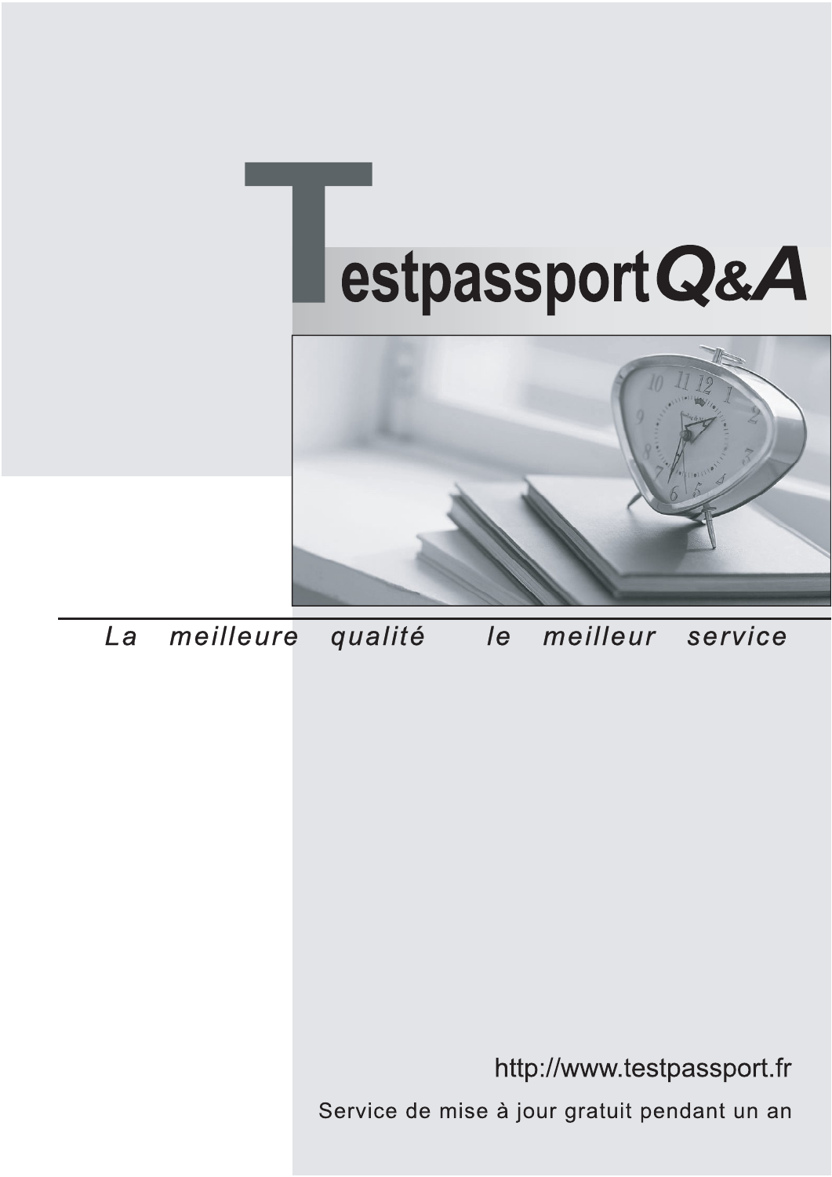# TestpassportQ&A

*La meilleure qualité le meilleur service*

http://www.testpassport.fr

Service de mise à jour gratuit pendant un an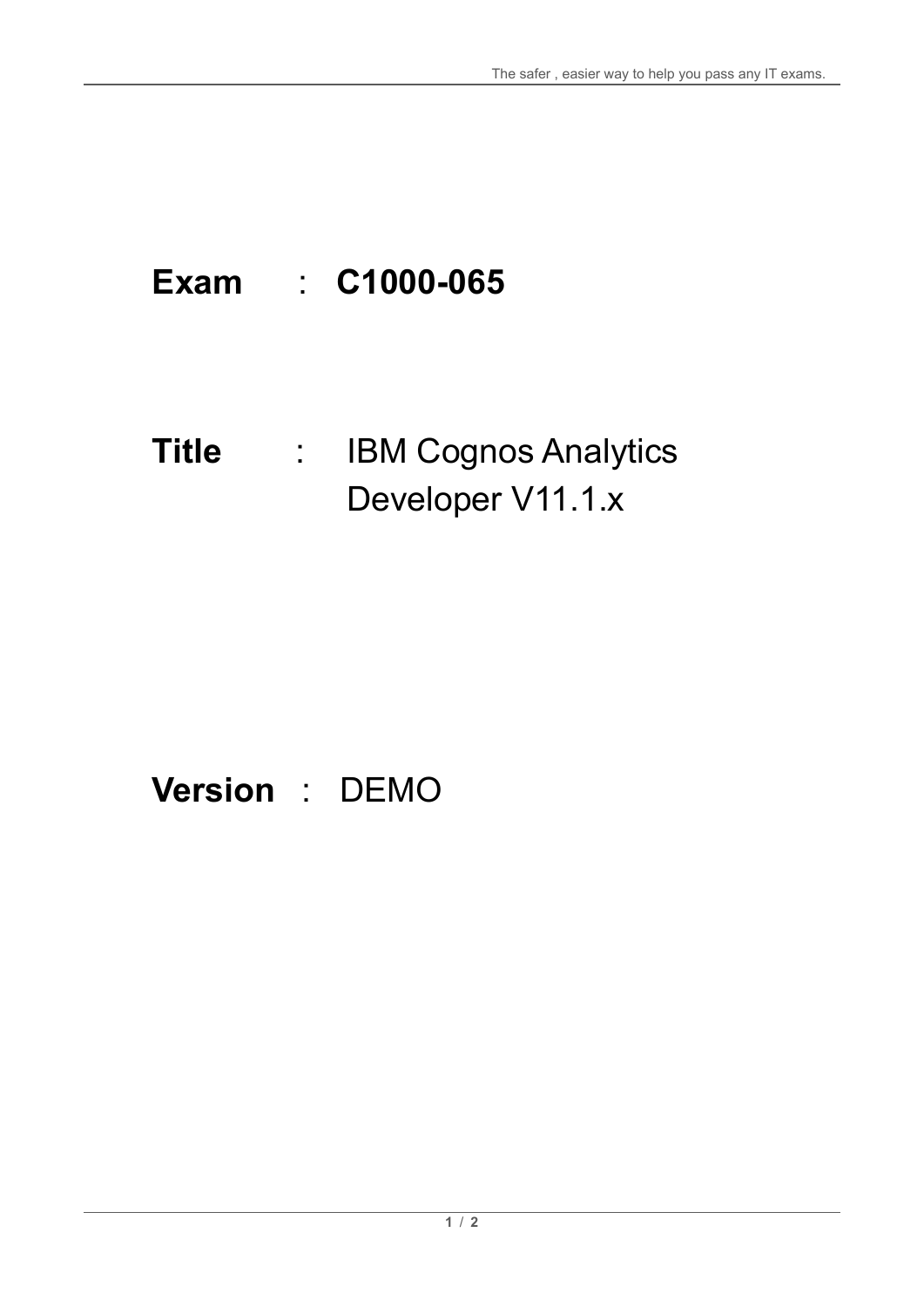**Exam** : **C1000-065**

**Title** : IBM Cognos Analytics Developer V11.1.x

**Version** : DEMO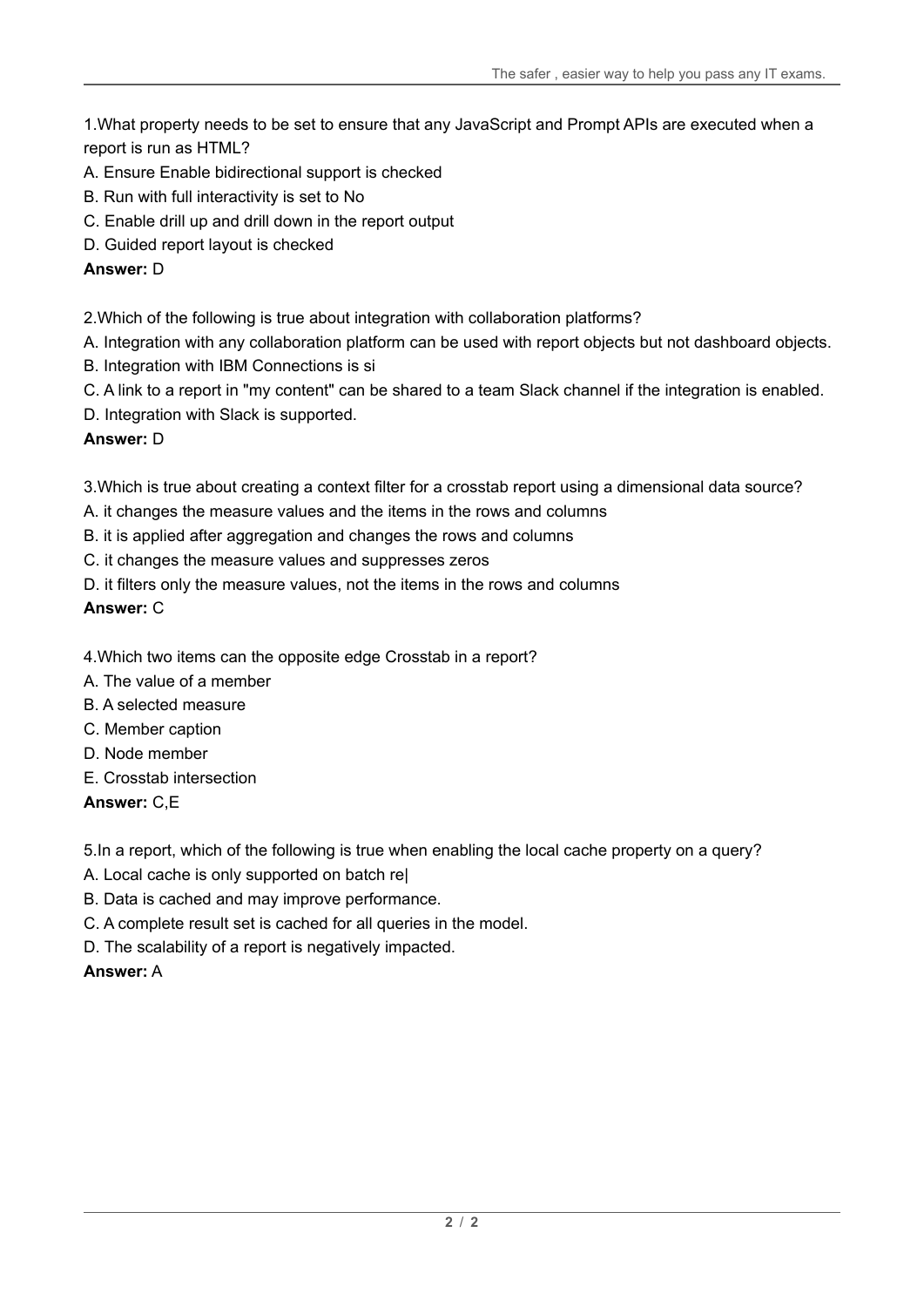1.What property needs to be set to ensure that any JavaScript and Prompt APIs are executed when a report is run as HTML?

A. Ensure Enable bidirectional support is checked
B. Run with full interactivity is set to No
C. Enable drill up and drill down in the report output
D. Guided report layout is checked

**Answer:** D

2.Which of the following is true about integration with collaboration platforms?

A. Integration with any collaboration platform can be used with report objects but not dashboard objects.
B. Integration with IBM Connections is si
C. A link to a report in "my content" can be shared to a team Slack channel if the integration is enabled.
D. Integration with Slack is supported.

**Answer:** D

3.Which is true about creating a context filter for a crosstab report using a dimensional data source?

A. it changes the measure values and the items in the rows and columns
B. it is applied after aggregation and changes the rows and columns
C. it changes the measure values and suppresses zeros
D. it filters only the measure values, not the items in the rows and columns

**Answer:** C

4.Which two items can the opposite edge Crosstab in a report?

A. The value of a member
B. A selected measure
C. Member caption
D. Node member
E. Crosstab intersection

**Answer:** C,E

5.In a report, which of the following is true when enabling the local cache property on a query?

A. Local cache is only supported on batch re|
B. Data is cached and may improve performance.
C. A complete result set is cached for all queries in the model.
D. The scalability of a report is negatively impacted.

**Answer:** A